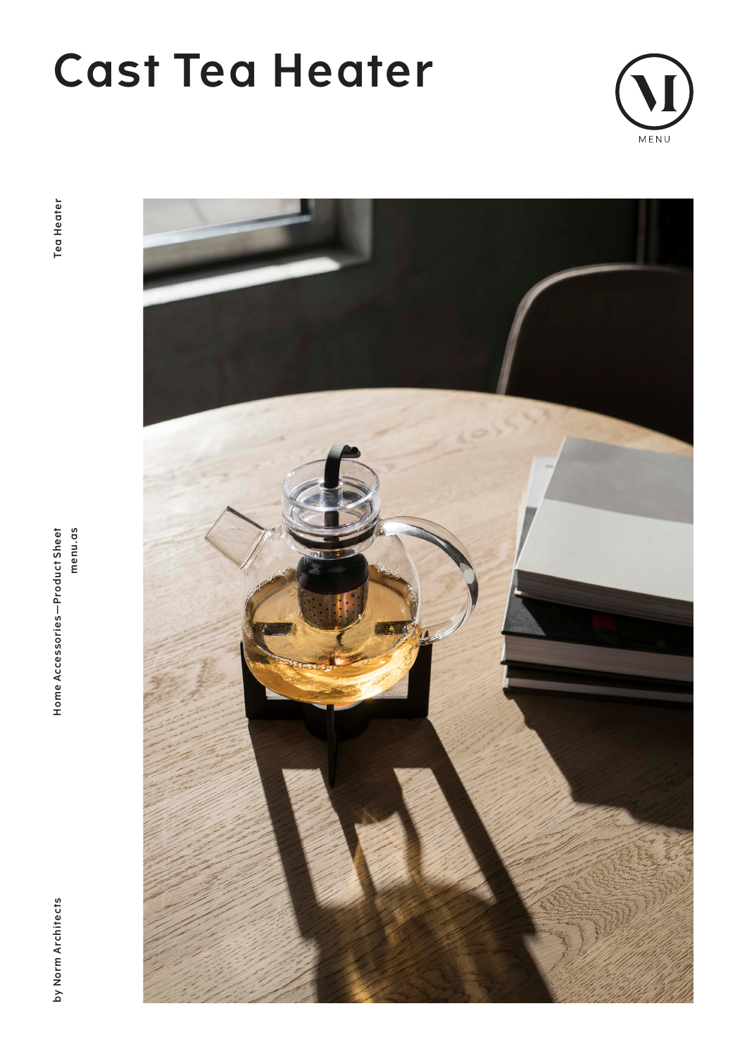# Cast Tea Heater

MENU

Tea Heater

Home Accessories—Product Sheet
menu.as

by Norm Architects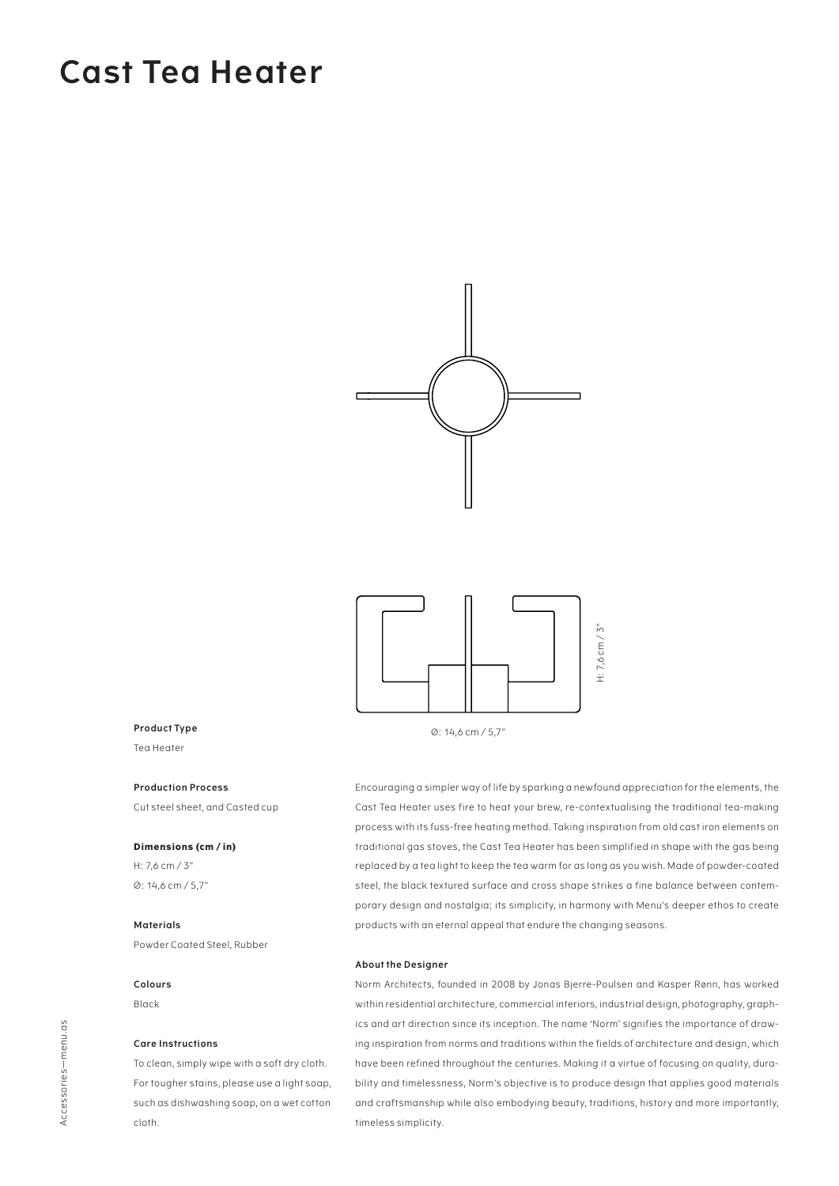# Cast Tea Header

H: 7,6 cm / 3"

Ø: 14,6 cm / 5,7"

**Product Type**

Tea Heater

**Production Process**

Cut steel sheet, and Casted cup

**Dimensions (cm / in)**

H: 7,6 cm / 3"

Ø: 14,6 cm / 5,7"

**Materials**

Powder Coated Steel, Rubber

**Colours**

Black

**Care Instructions**

To clean, simply wipe with a soft dry cloth. For tougher stains, please use a light soap, such as dishwashing soap, on a wet cotton cloth.

Encouraging a simpler way of life by sparking a newfound appreciation for the elements, the Cast Tea Heater uses fire to heat your brew, re-contextualising the traditional tea-making process with its fuss-free heating method. Taking inspiration from old cast iron elements on traditional gas stoves, the Cast Tea Heater has been simplified in shape with the gas being replaced by a tea light to keep the tea warm for as long as you wish. Made of powder-coated steel, the black textured surface and cross shape strikes a fine balance between contemporary design and nostalgia; its simplicity, in harmony with Menu's deeper ethos to create products with an eternal appeal that endure the changing seasons.

**About the Designer**

Norm Architects, founded in 2008 by Jonas Bjerre-Poulsen and Kasper Rønn, has worked within residential architecture, commercial interiors, industrial design, photography, graphics and art direction since its inception. The name 'Norm' signifies the importance of drawing inspiration from norms and traditions within the fields of architecture and design, which have been refined throughout the centuries. Making it a virtue of focusing on quality, durability and timelessness, Norm's objective is to produce design that applies good materials and craftsmanship while also embodying beauty, traditions, history and more importantly, timeless simplicity.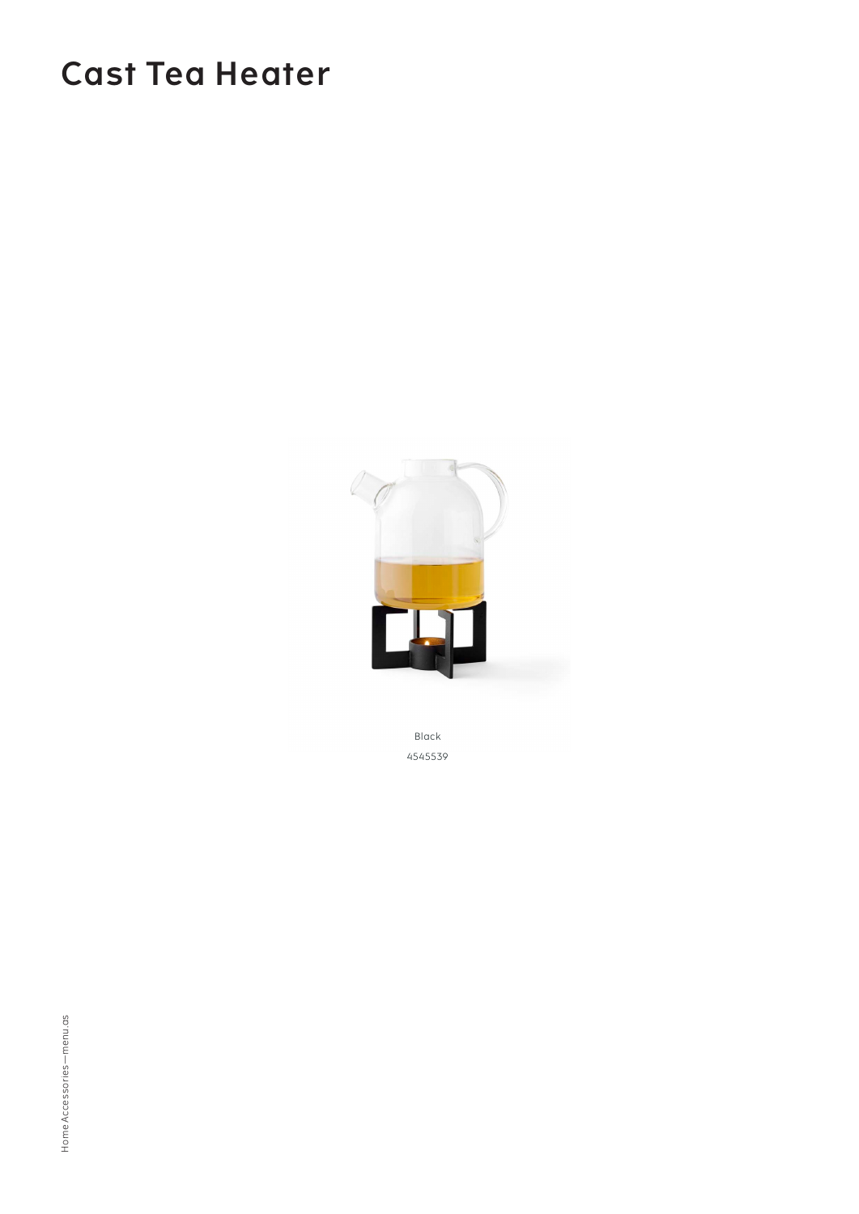# Cast Tea Heater

Black
4545539